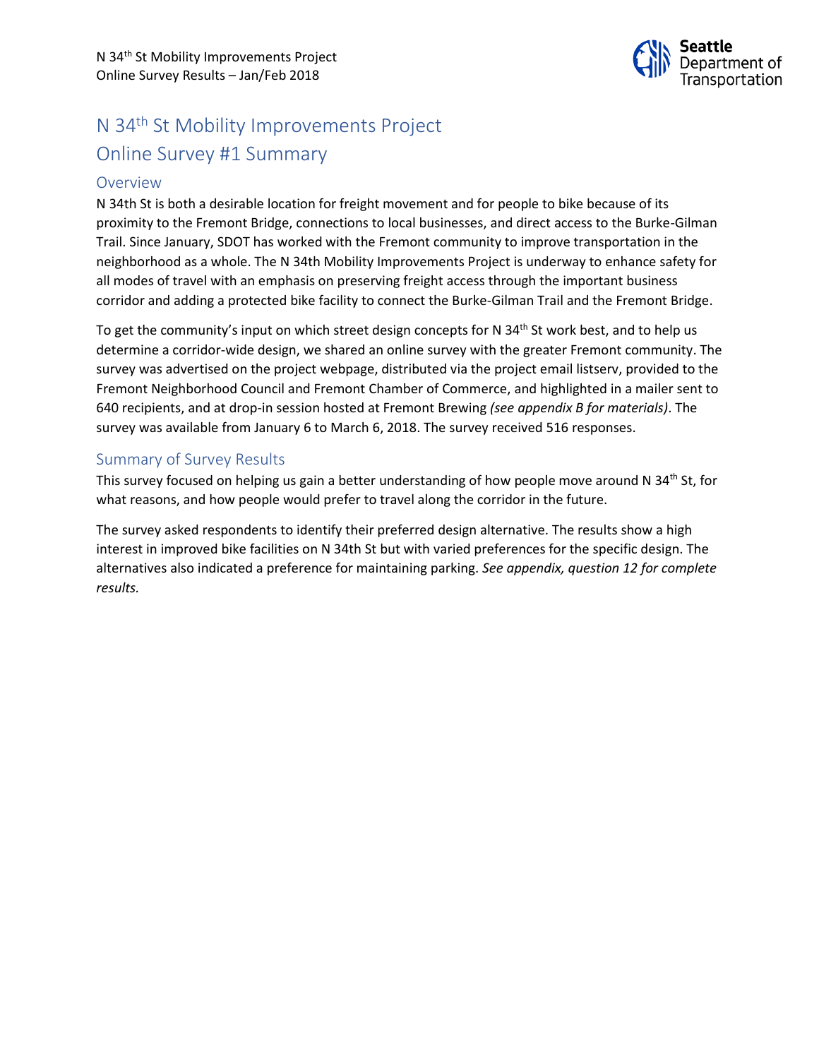# N 34th St Mobility Improvements Project

# Online Survey #1 Summary

## Overview

N 34th St is both a desirable location for freight movement and for people to bike because of its proximity to the Fremont Bridge, connections to local businesses, and direct access to the Burke-Gilman Trail. Since January, SDOT has worked with the Fremont community to improve transportation in the neighborhood as a whole. The N 34th Mobility Improvements Project is underway to enhance safety for all modes of travel with an emphasis on preserving freight access through the important business corridor and adding a protected bike facility to connect the Burke-Gilman Trail and the Fremont Bridge.

To get the community's input on which street design concepts for N 34th St work best, and to help us determine a corridor-wide design, we shared an online survey with the greater Fremont community. The survey was advertised on the project webpage, distributed via the project email listserv, provided to the Fremont Neighborhood Council and Fremont Chamber of Commerce, and highlighted in a mailer sent to 640 recipients, and at drop-in session hosted at Fremont Brewing *(see appendix B for materials)*. The survey was available from January 6 to March 6, 2018. The survey received 516 responses.

## Summary of Survey Results

This survey focused on helping us gain a better understanding of how people move around N 34th St, for what reasons, and how people would prefer to travel along the corridor in the future.

The survey asked respondents to identify their preferred design alternative. The results show a high interest in improved bike facilities on N 34th St but with varied preferences for the specific design. The alternatives also indicated a preference for maintaining parking. *See appendix, question 12 for complete results.*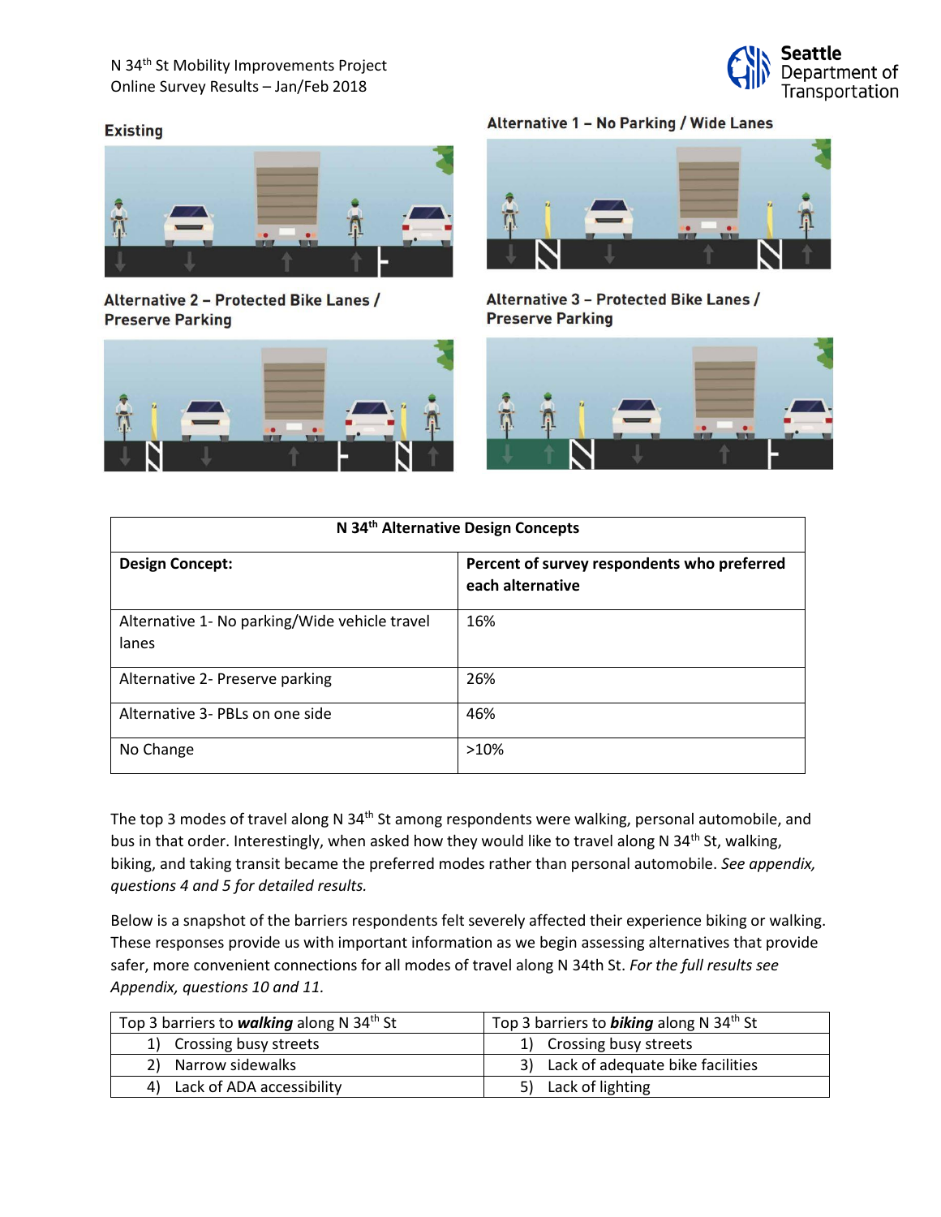**Existing**

**Alternative 1 – No Parking / Wide Lanes**

**Alternative 2 – Protected Bike Lanes / Preserve Parking**

**Alternative 3 – Protected Bike Lanes / Preserve Parking**

| **N 34th Alternative Design Concepts** | |
|---|---|
| **Design Concept:** | **Percent of survey respondents who preferred each alternative** |
| Alternative 1- No parking/Wide vehicle travel lanes | 16% |
| Alternative 2- Preserve parking | 26% |
| Alternative 3- PBLs on one side | 46% |
| No Change | >10% |

The top 3 modes of travel along N 34th St among respondents were walking, personal automobile, and bus in that order. Interestingly, when asked how they would like to travel along N 34th St, walking, biking, and taking transit became the preferred modes rather than personal automobile. *See appendix, questions 4 and 5 for detailed results.*

Below is a snapshot of the barriers respondents felt severely affected their experience biking or walking. These responses provide us with important information as we begin assessing alternatives that provide safer, more convenient connections for all modes of travel along N 34th St. *For the full results see Appendix, questions 10 and 11.*

| Top 3 barriers to ***walking*** along N 34th St | Top 3 barriers to ***biking*** along N 34th St |
|---|---|
| 1) Crossing busy streets | 1) Crossing busy streets |
| 2) Narrow sidewalks | 3) Lack of adequate bike facilities |
| 4) Lack of ADA accessibility | 5) Lack of lighting |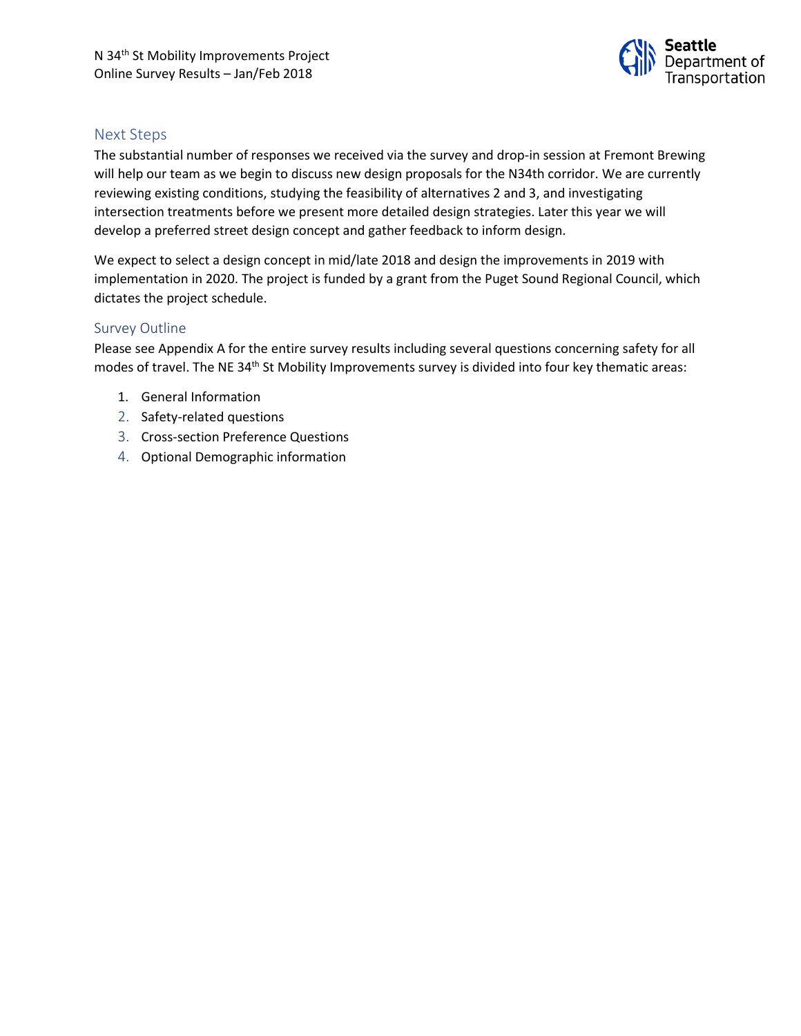## Next Steps

The substantial number of responses we received via the survey and drop-in session at Fremont Brewing will help our team as we begin to discuss new design proposals for the N34th corridor. We are currently reviewing existing conditions, studying the feasibility of alternatives 2 and 3, and investigating intersection treatments before we present more detailed design strategies. Later this year we will develop a preferred street design concept and gather feedback to inform design.

We expect to select a design concept in mid/late 2018 and design the improvements in 2019 with implementation in 2020. The project is funded by a grant from the Puget Sound Regional Council, which dictates the project schedule.

## Survey Outline

Please see Appendix A for the entire survey results including several questions concerning safety for all modes of travel. The NE 34th St Mobility Improvements survey is divided into four key thematic areas:

1. General Information
2. Safety-related questions
3. Cross-section Preference Questions
4. Optional Demographic information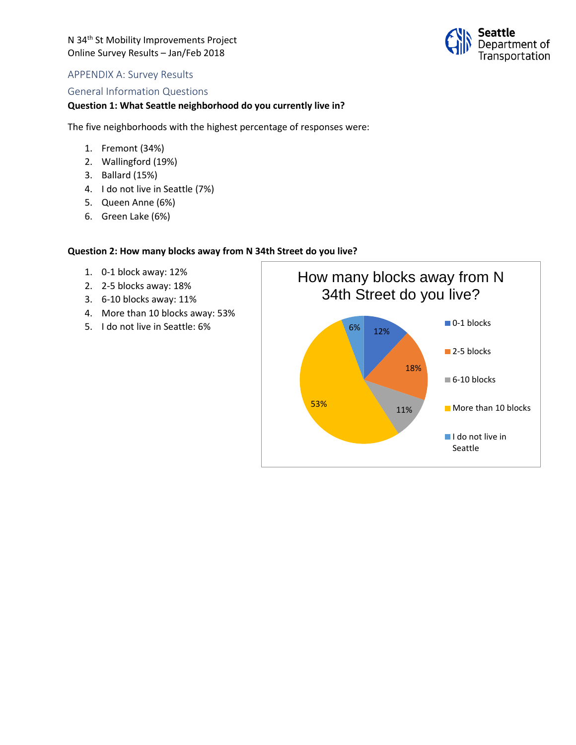N 34th St Mobility Improvements Project
Online Survey Results – Jan/Feb 2018

## APPENDIX A: Survey Results

### General Information Questions

**Question 1: What Seattle neighborhood do you currently live in?**

The five neighborhoods with the highest percentage of responses were:

1. Fremont (34%)
2. Wallingford (19%)
3. Ballard (15%)
4. I do not live in Seattle (7%)
5. Queen Anne (6%)
6. Green Lake (6%)

**Question 2: How many blocks away from N 34th Street do you live?**

1. 0-1 block away: 12%
2. 2-5 blocks away: 18%
3. 6-10 blocks away: 11%
4. More than 10 blocks away: 53%
5. I do not live in Seattle: 6%

How many blocks away from N 34th Street do you live?

| Response | Percentage |
| --- | --- |
| 0-1 blocks | 12% |
| 2-5 blocks | 18% |
| 6-10 blocks | 11% |
| More than 10 blocks | 53% |
| I do not live in Seattle | 6% |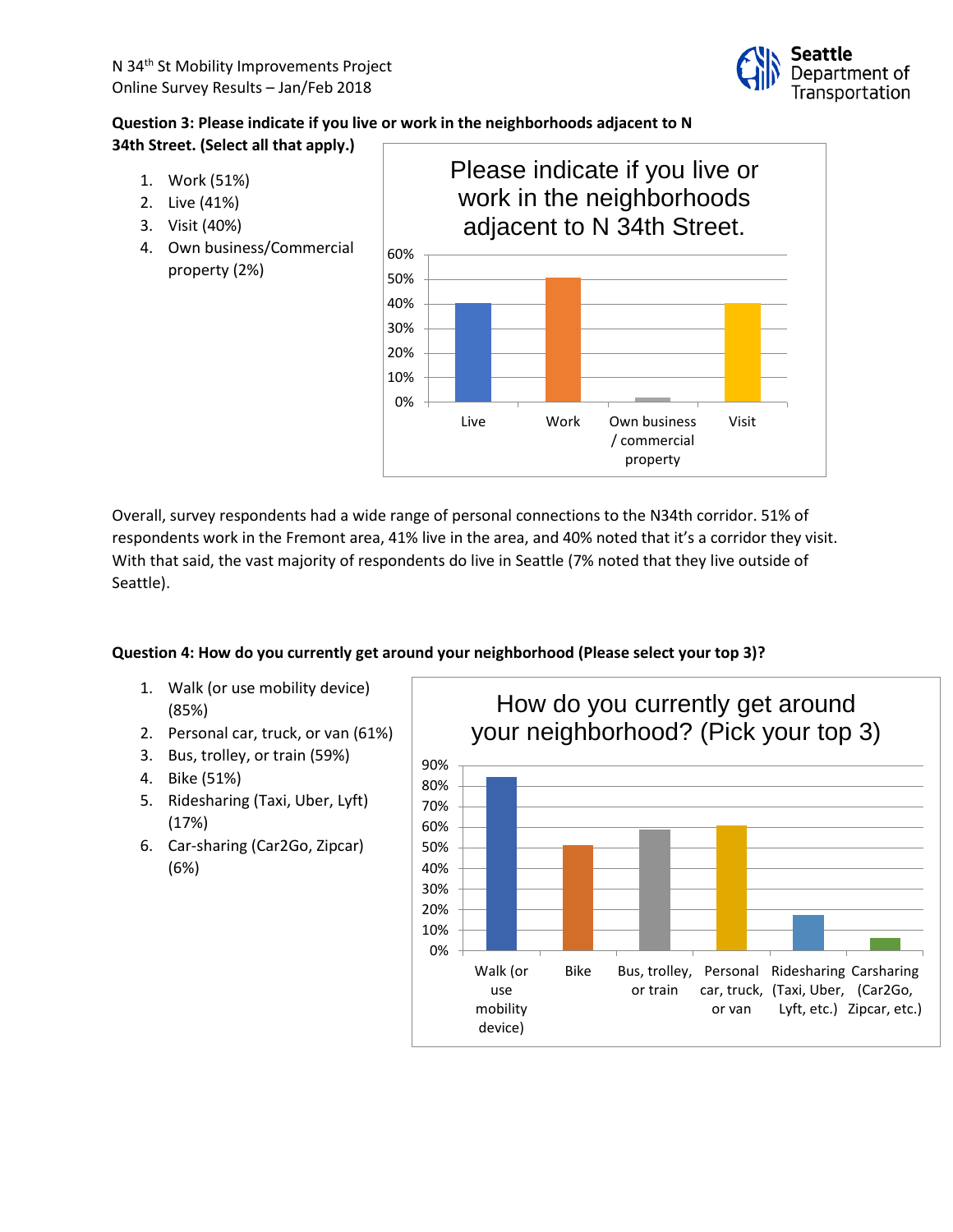**Question 3: Please indicate if you live or work in the neighborhoods adjacent to N 34th Street. (Select all that apply.)**

1. Work (51%)
2. Live (41%)
3. Visit (40%)
4. Own business/Commercial property (2%)

Overall, survey respondents had a wide range of personal connections to the N34th corridor. 51% of respondents work in the Fremont area, 41% live in the area, and 40% noted that it's a corridor they visit. With that said, the vast majority of respondents do live in Seattle (7% noted that they live outside of Seattle).

**Question 4: How do you currently get around your neighborhood (Please select your top 3)?**

1. Walk (or use mobility device) (85%)
2. Personal car, truck, or van (61%)
3. Bus, trolley, or train (59%)
4. Bike (51%)
5. Ridesharing (Taxi, Uber, Lyft) (17%)
6. Car-sharing (Car2Go, Zipcar) (6%)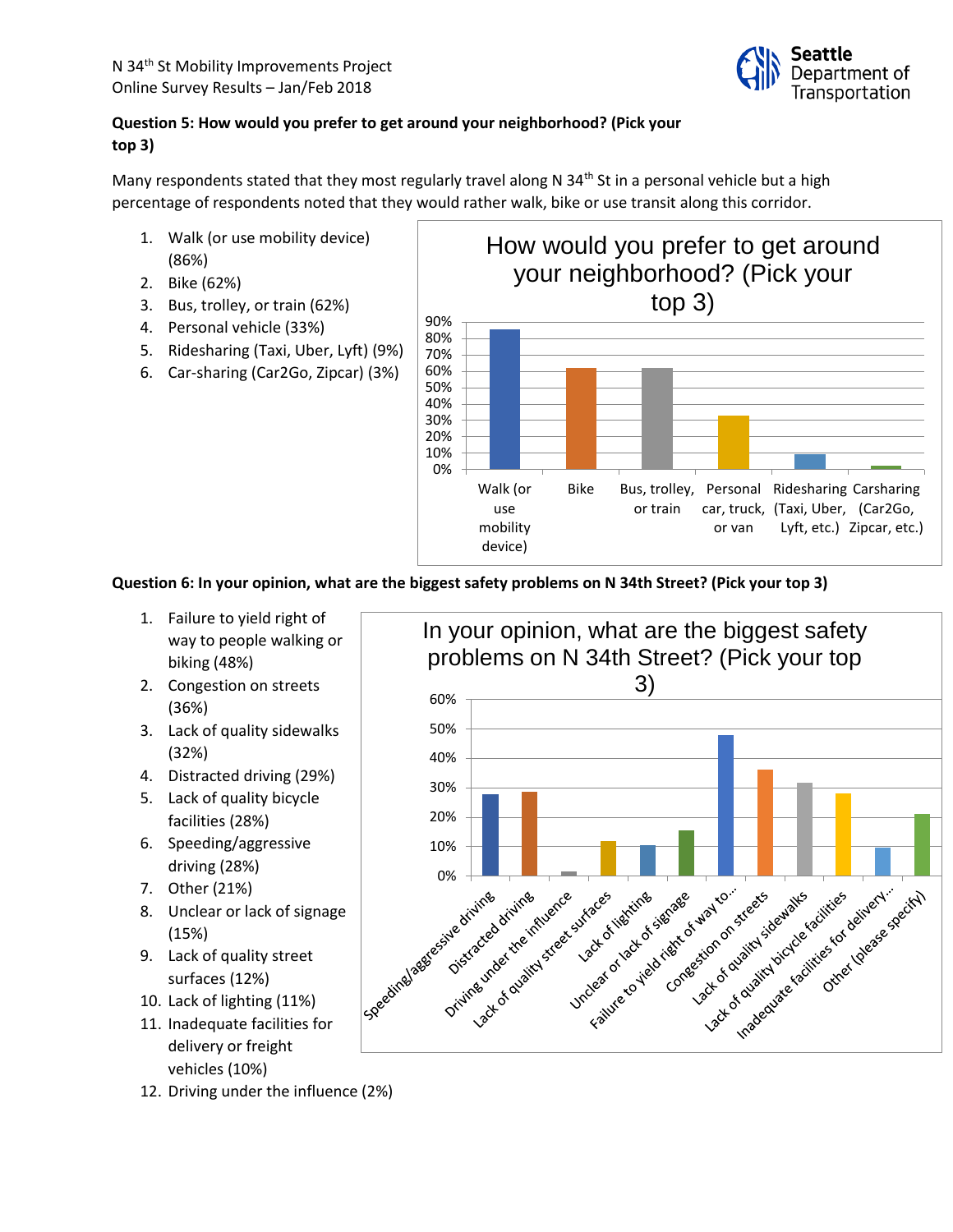N 34th St Mobility Improvements Project
Online Survey Results – Jan/Feb 2018

**Question 5: How would you prefer to get around your neighborhood? (Pick your top 3)**

Many respondents stated that they most regularly travel along N 34th St in a personal vehicle but a high percentage of respondents noted that they would rather walk, bike or use transit along this corridor.

1. Walk (or use mobility device) (86%)
2. Bike (62%)
3. Bus, trolley, or train (62%)
4. Personal vehicle (33%)
5. Ridesharing (Taxi, Uber, Lyft) (9%)
6. Car-sharing (Car2Go, Zipcar) (3%)

**Question 6: In your opinion, what are the biggest safety problems on N 34th Street? (Pick your top 3)**

1. Failure to yield right of way to people walking or biking (48%)
2. Congestion on streets (36%)
3. Lack of quality sidewalks (32%)
4. Distracted driving (29%)
5. Lack of quality bicycle facilities (28%)
6. Speeding/aggressive driving (28%)
7. Other (21%)
8. Unclear or lack of signage (15%)
9. Lack of quality street surfaces (12%)
10. Lack of lighting (11%)
11. Inadequate facilities for delivery or freight vehicles (10%)
12. Driving under the influence (2%)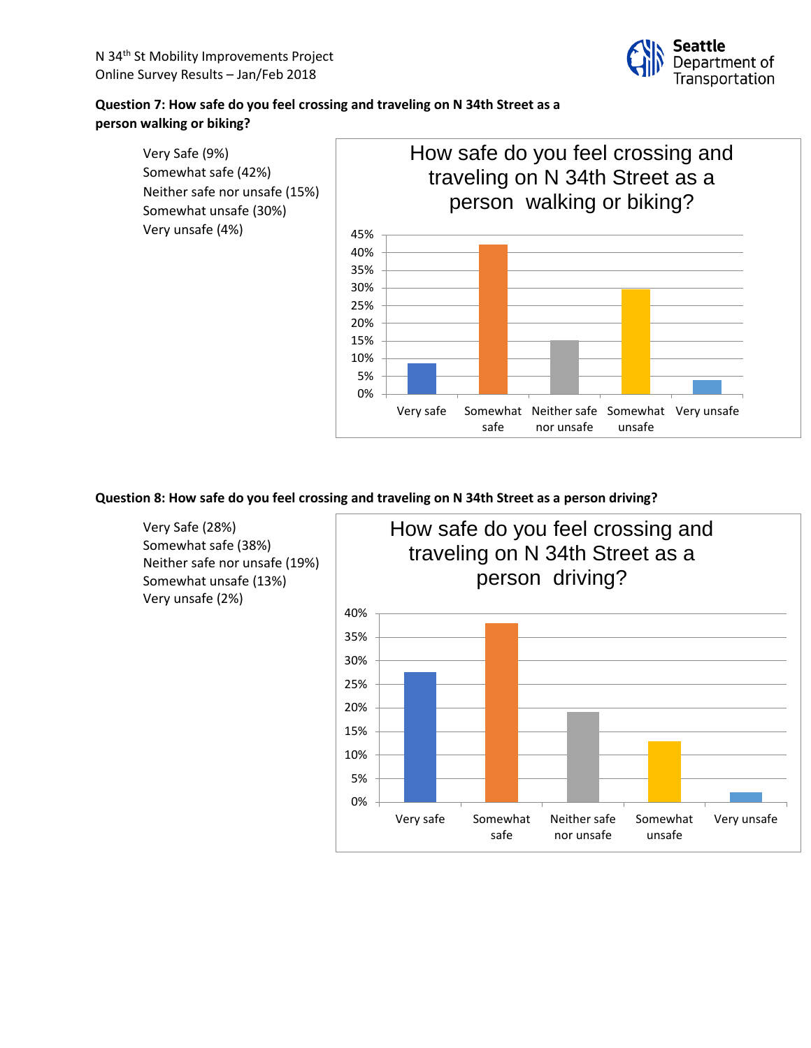**Question 7: How safe do you feel crossing and traveling on N 34th Street as a person walking or biking?**

Very Safe (9%)
Somewhat safe (42%)
Neither safe nor unsafe (15%)
Somewhat unsafe (30%)
Very unsafe (4%)

**Question 8: How safe do you feel crossing and traveling on N 34th Street as a person driving?**

Very Safe (28%)
Somewhat safe (38%)
Neither safe nor unsafe (19%)
Somewhat unsafe (13%)
Very unsafe (2%)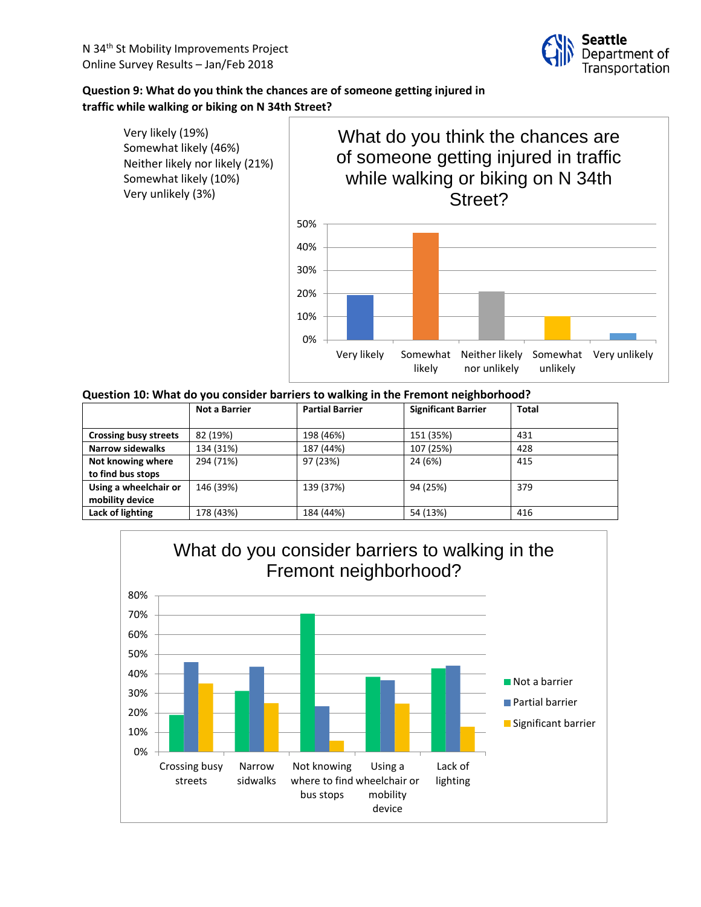## Question 9: What do you think the chances are of someone getting injured in traffic while walking or biking on N 34th Street?

- Very likely (19%)
- Somewhat likely (46%)
- Neither likely nor likely (21%)
- Somewhat likely (10%)
- Very unlikely (3%)

## Question 10: What do you consider barriers to walking in the Fremont neighborhood?

| | Not a Barrier | Partial Barrier | Significant Barrier | Total |
|---|---|---|---|---|
| **Crossing busy streets** | 82 (19%) | 198 (46%) | 151 (35%) | 431 |
| **Narrow sidewalks** | 134 (31%) | 187 (44%) | 107 (25%) | 428 |
| **Not knowing where to find bus stops** | 294 (71%) | 97 (23%) | 24 (6%) | 415 |
| **Using a wheelchair or mobility device** | 146 (39%) | 139 (37%) | 94 (25%) | 379 |
| **Lack of lighting** | 178 (43%) | 184 (44%) | 54 (13%) | 416 |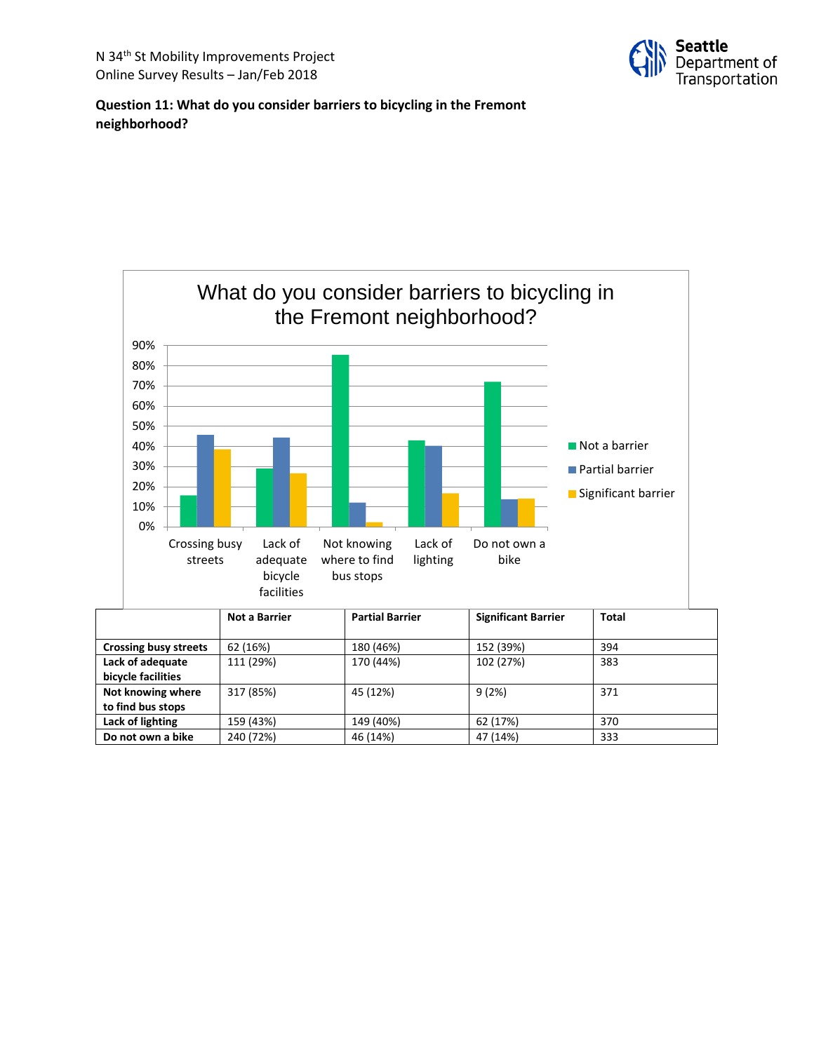**Question 11: What do you consider barriers to bicycling in the Fremont neighborhood?**

| | Not a Barrier | Partial Barrier | Significant Barrier | Total |
|---|---|---|---|---|
| **Crossing busy streets** | 62 (16%) | 180 (46%) | 152 (39%) | 394 |
| **Lack of adequate bicycle facilities** | 111 (29%) | 170 (44%) | 102 (27%) | 383 |
| **Not knowing where to find bus stops** | 317 (85%) | 45 (12%) | 9 (2%) | 371 |
| **Lack of lighting** | 159 (43%) | 149 (40%) | 62 (17%) | 370 |
| **Do not own a bike** | 240 (72%) | 46 (14%) | 47 (14%) | 333 |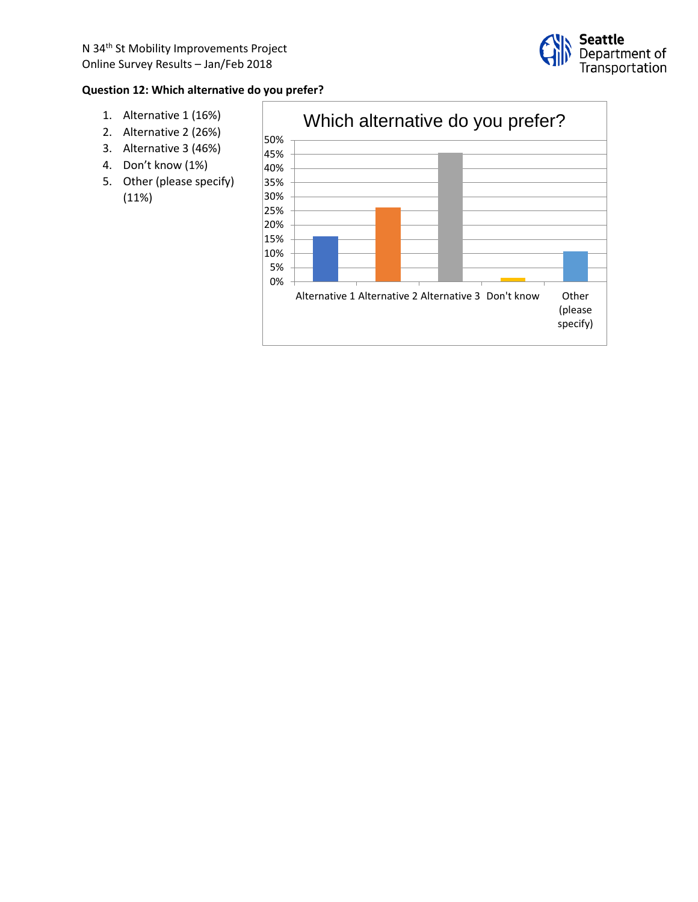**Question 12: Which alternative do you prefer?**

1. Alternative 1 (16%)
2. Alternative 2 (26%)
3. Alternative 3 (46%)
4. Don't know (1%)
5. Other (please specify) (11%)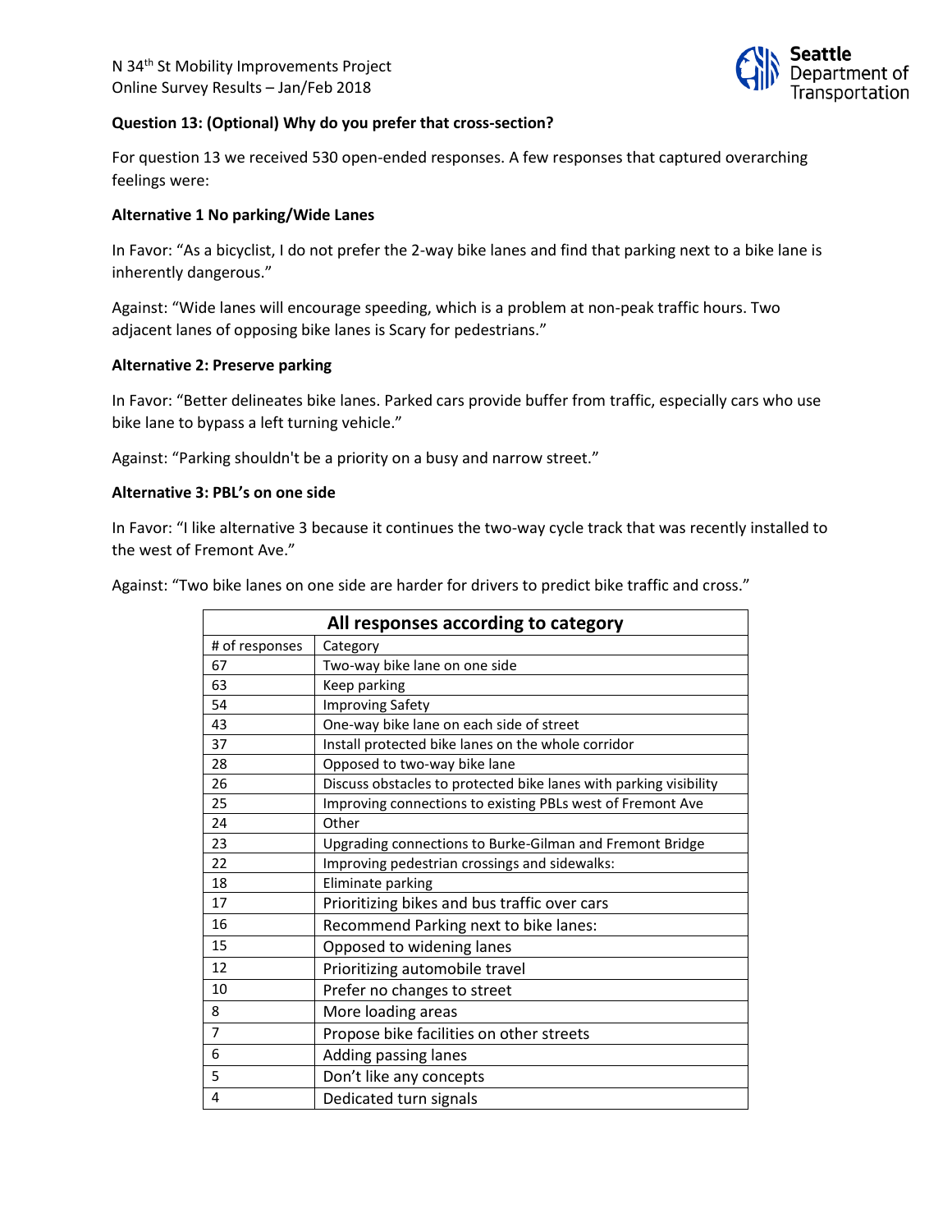### Question 13: (Optional) Why do you prefer that cross-section?

For question 13 we received 530 open-ended responses. A few responses that captured overarching feelings were:

**Alternative 1 No parking/Wide Lanes**

In Favor: "As a bicyclist, I do not prefer the 2-way bike lanes and find that parking next to a bike lane is inherently dangerous."

Against: "Wide lanes will encourage speeding, which is a problem at non-peak traffic hours. Two adjacent lanes of opposing bike lanes is Scary for pedestrians."

**Alternative 2: Preserve parking**

In Favor: "Better delineates bike lanes. Parked cars provide buffer from traffic, especially cars who use bike lane to bypass a left turning vehicle."

Against: "Parking shouldn't be a priority on a busy and narrow street."

**Alternative 3: PBL's on one side**

In Favor: "I like alternative 3 because it continues the two-way cycle track that was recently installed to the west of Fremont Ave."

Against: "Two bike lanes on one side are harder for drivers to predict bike traffic and cross."

| All responses according to category | |
|---|---|
| # of responses | Category |
| 67 | Two-way bike lane on one side |
| 63 | Keep parking |
| 54 | Improving Safety |
| 43 | One-way bike lane on each side of street |
| 37 | Install protected bike lanes on the whole corridor |
| 28 | Opposed to two-way bike lane |
| 26 | Discuss obstacles to protected bike lanes with parking visibility |
| 25 | Improving connections to existing PBLs west of Fremont Ave |
| 24 | Other |
| 23 | Upgrading connections to Burke-Gilman and Fremont Bridge |
| 22 | Improving pedestrian crossings and sidewalks: |
| 18 | Eliminate parking |
| 17 | Prioritizing bikes and bus traffic over cars |
| 16 | Recommend Parking next to bike lanes: |
| 15 | Opposed to widening lanes |
| 12 | Prioritizing automobile travel |
| 10 | Prefer no changes to street |
| 8 | More loading areas |
| 7 | Propose bike facilities on other streets |
| 6 | Adding passing lanes |
| 5 | Don't like any concepts |
| 4 | Dedicated turn signals |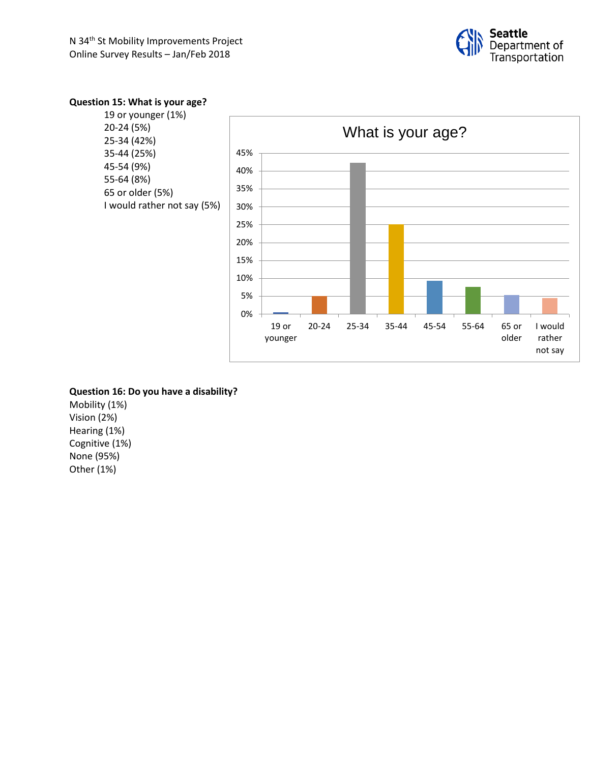**Question 15: What is your age?**

- 19 or younger (1%)
- 20-24 (5%)
- 25-34 (42%)
- 35-44 (25%)
- 45-54 (9%)
- 55-64 (8%)
- 65 or older (5%)
- I would rather not say (5%)

**Question 16: Do you have a disability?**

Mobility (1%)
Vision (2%)
Hearing (1%)
Cognitive (1%)
None (95%)
Other (1%)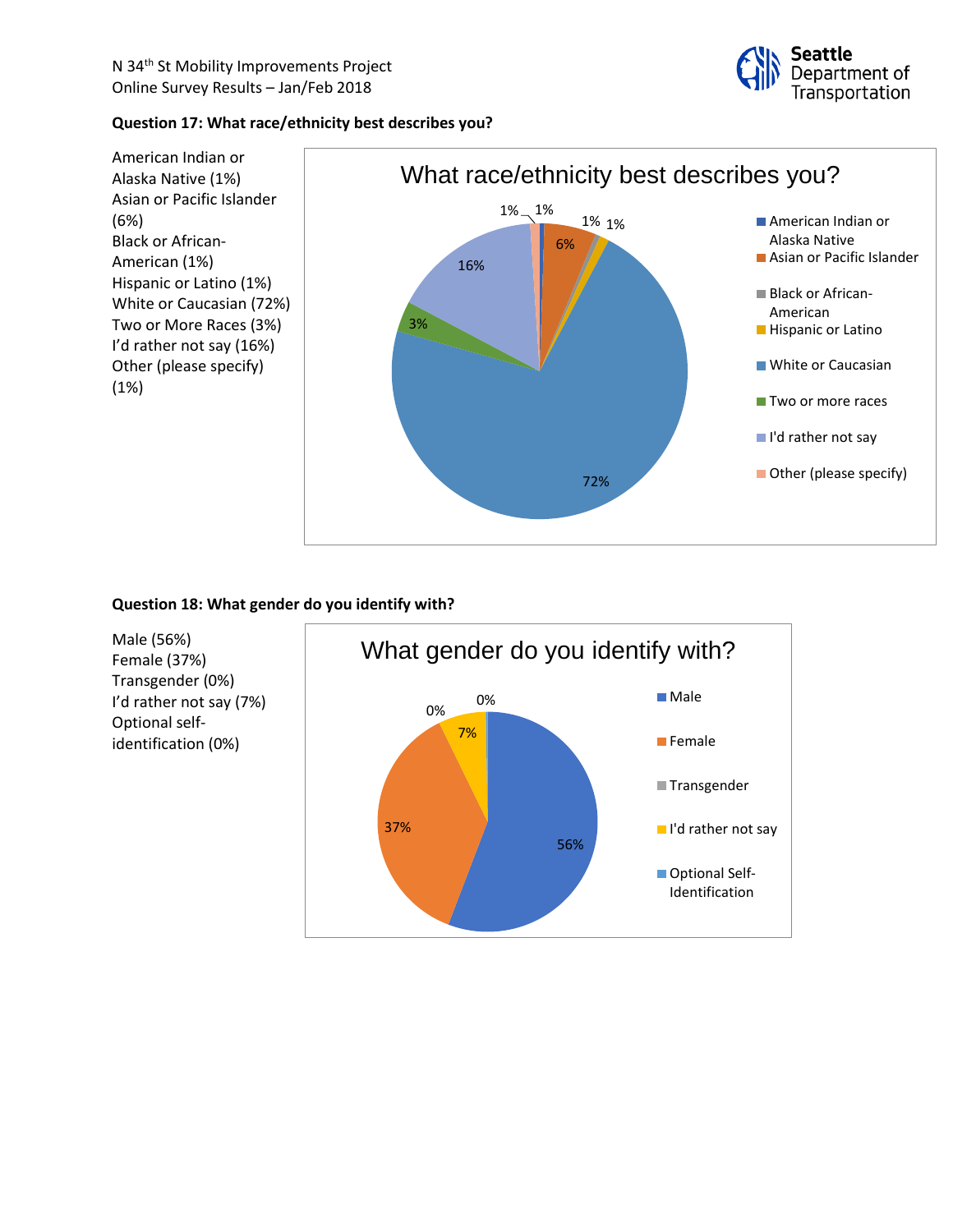**Question 17: What race/ethnicity best describes you?**

American Indian or Alaska Native (1%)
Asian or Pacific Islander (6%)
Black or African-American (1%)
Hispanic or Latino (1%)
White or Caucasian (72%)
Two or More Races (3%)
I'd rather not say (16%)
Other (please specify) (1%)

**Question 18: What gender do you identify with?**

Male (56%)
Female (37%)
Transgender (0%)
I'd rather not say (7%)
Optional self-identification (0%)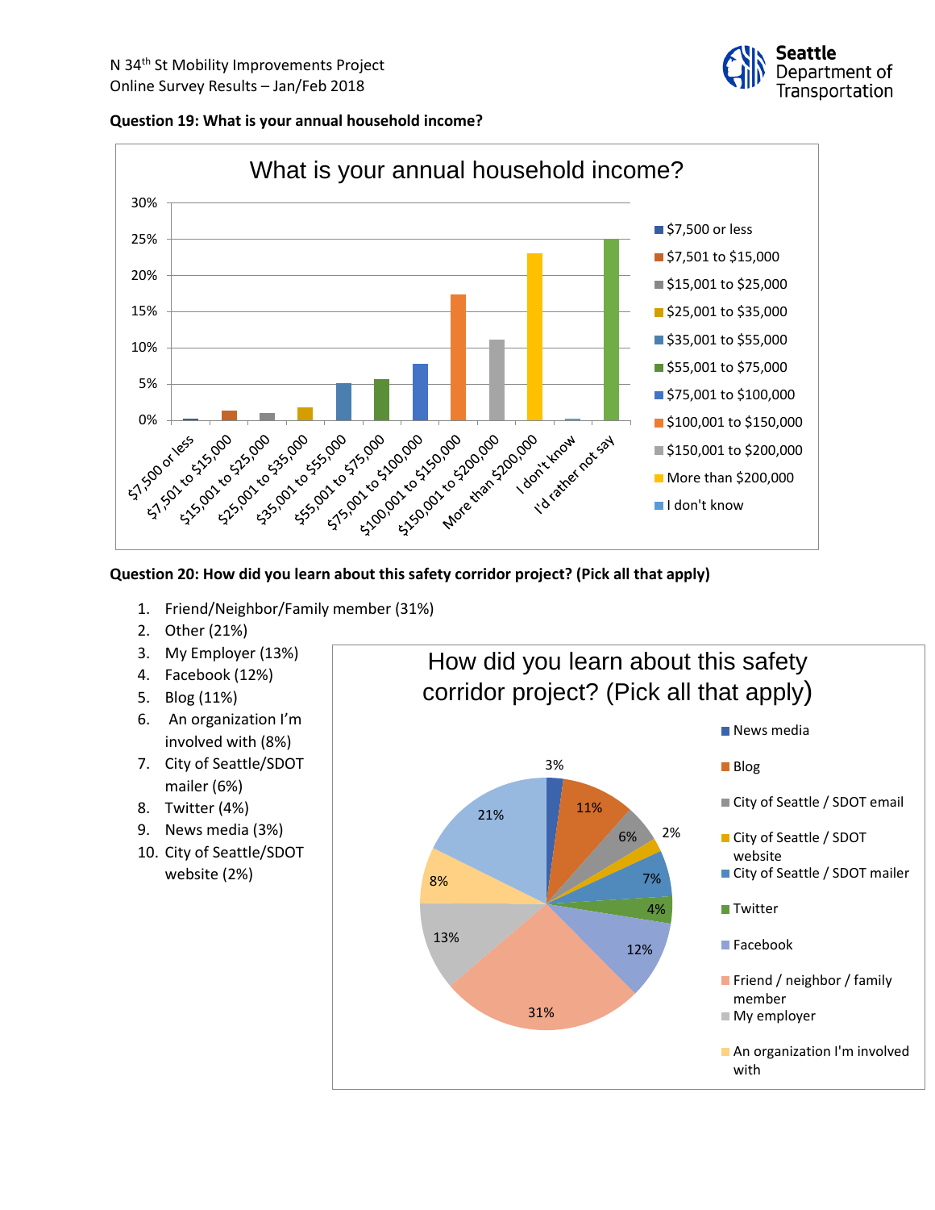N 34th St Mobility Improvements Project
Online Survey Results – Jan/Feb 2018

**Question 19: What is your annual household income?**

**Question 20: How did you learn about this safety corridor project? (Pick all that apply)**

1. Friend/Neighbor/Family member (31%)
2. Other (21%)
3. My Employer (13%)
4. Facebook (12%)
5. Blog (11%)
6. An organization I'm involved with (8%)
7. City of Seattle/SDOT mailer (6%)
8. Twitter (4%)
9. News media (3%)
10. City of Seattle/SDOT website (2%)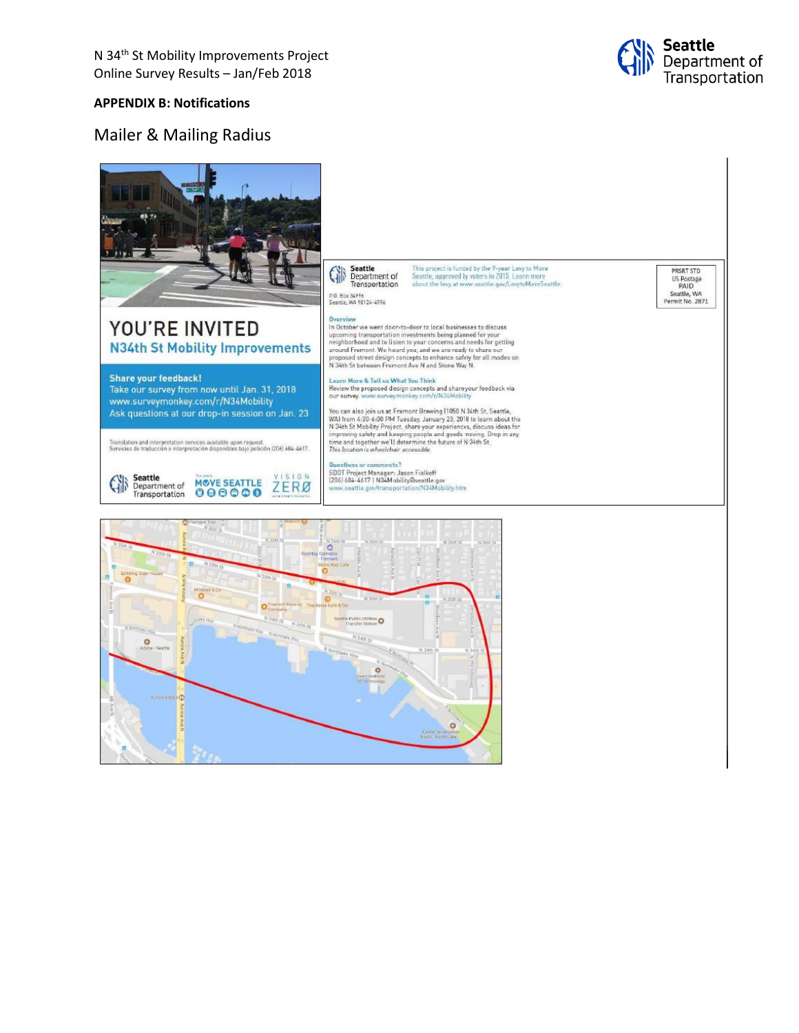## APPENDIX B: Notifications

### Mailer & Mailing Radius

# YOU'RE INVITED

## N34th St Mobility Improvements

**Share your feedback!**
Take our survey from now until Jan. 31, 2018
www.surveymonkey.com/r/N34Mobility
Ask questions at our drop-in session on Jan. 23

Translation and interpretation services available upon request.
Servicios de traducción e interpretación disponibles bajo petición (206) 684-4617.

Seattle Department of Transportation | The Levy to MOVE SEATTLE | VISION ZERO

---

Seattle Department of Transportation
P.O. Box 34996
Seattle, WA 98124-4996

This project is funded by the 9-year Levy to Move Seattle, approved by voters in 2015. Learn more about the levy at www.seattle.gov/LevytoMoveSeattle.

PRSRT STD
US Postage
PAID
Seattle, WA
Permit No. 2871

**Overview**
In October we went door-to-door to local businesses to discuss upcoming transportation investments being planned for your neighborhood and to listen to your concerns and needs for getting around Fremont. We heard you, and we are ready to share our proposed street design concepts to enhance safety for all modes on N 34th St between Fremont Ave N and Stone Way N.

**Learn More & Tell us What You Think**
Review the proposed design concepts and shareyour feedback via our survey. www.surveymonkey.com/r/N34Mobility

You can also join us at Fremont Brewing (1050 N 34th St, Seattle, WA) from 4:30-6:00 PM Tuesday, January 23, 2018 to learn about the N 34th St Mobility Project, share your experiences, discuss ideas for improving safety and keeping people and goods moving. Drop in any time and together we'll determine the future of N 34th St.
*This location is wheelchair accessible.*

**Questions or comments?**
SDOT Project Manager: Jason Fialkoff
(206) 684-4617 | N34Mobility@seattle.gov
www.seattle.gov/transportation/N34Mobility.htm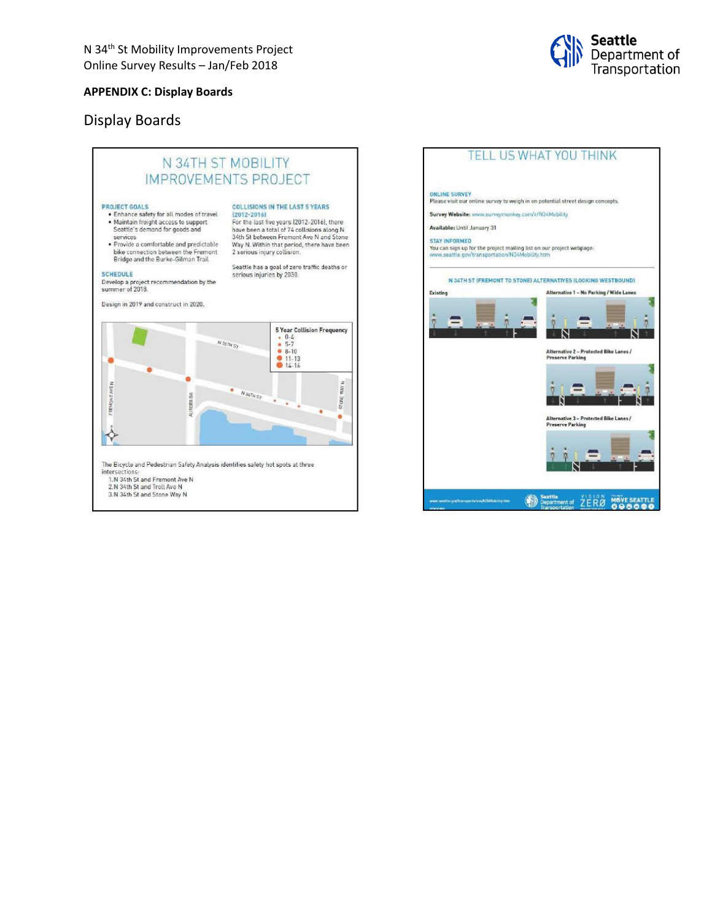## APPENDIX C: Display Boards

### Display Boards

# N 34TH ST MOBILITY IMPROVEMENTS PROJECT

**PROJECT GOALS**

- Enhance safety for all modes of travel
- Maintain freight access to support Seattle's demand for goods and services
- Provide a comfortable and predictable bike connection between the Fremont Bridge and the Burke-Gilman Trail

**SCHEDULE**

Develop a project recommendation by the summer of 2018.

Design in 2019 and construct in 2020.

**COLLISIONS IN THE LAST 5 YEARS (2012-2016)**

For the last five years (2012-2016), there have been a total of 74 collisions along N 34th St between Fremont Ave N and Stone Way N. Within that period, there have been 2 serious injury collision.

Seattle has a goal of zero traffic deaths or serious injuries by 2030.

5 Year Collision Frequency
0-4
5-7
8-10
11-13
14-16

N 35TH ST
N 34TH ST
FREMONT AVE N
AURORA BR
STONE WAY N

The Bicycle and Pedestrian Safety Analysis identifies safety hot spots at three intersections:

1. N 34th St and Fremont Ave N
2. N 34th St and Troll Ave N
3. N 34th St and Stone Way N

# TELL US WHAT YOU THINK

**ONLINE SURVEY**

Please visit our online survey to weigh in on potential street design concepts.

**Survey Website:** www.surveymonkey.com/r/N34Mobility

**Available:** Until January 31

**STAY INFORMED**

You can sign up for the project mailing list on our project webpage: www.seattle.gov/transportation/N34Mobility.htm

**N 34TH ST (FREMONT TO STONE) ALTERNATIVES (LOOKING WESTBOUND)**

Existing

Alternative 1 – No Parking / Wide Lanes

Alternative 2 – Protected Bike Lanes / Preserve Parking

Alternative 3 – Protected Bike Lanes / Preserve Parking

www.seattle.gov/transportation/N34Mobility.htm

Seattle Department of Transportation | VISION ZERO | MOVE SEATTLE